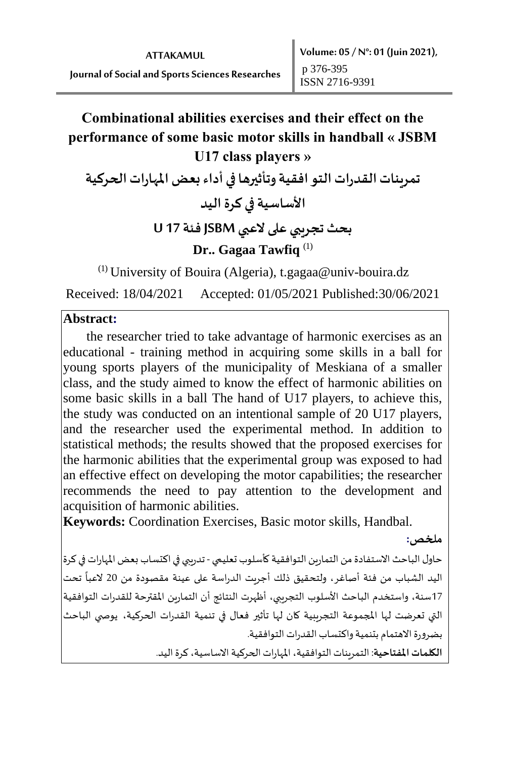# Combinational abilities exercises and their effect on the performance of some basic motor skills in handball « JSBM U17 class players »

## تمرينات القدرات التو افقية وتأثيرها في أداء بعض المهارات الحركية الأساسية في كرة اليد

### بحث تجريبي على لاعبي JSBM فئة U 17

**Dr.. Gagaa Tawfiq** [1]

[1] University of Bouira (Algeria), t.gagaa@univ-bouira.dz

Received: 18/04/2021 Accepted: 01/05/2021 Published:30/06/2021

**Abstract:**

the researcher tried to take advantage of harmonic exercises as an educational - training method in acquiring some skills in a ball for young sports players of the municipality of Meskiana of a smaller class, and the study aimed to know the effect of harmonic abilities on some basic skills in a ball The hand of U17 players, to achieve this, the study was conducted on an intentional sample of 20 U17 players, and the researcher used the experimental method. In addition to statistical methods; the results showed that the proposed exercises for the harmonic abilities that the experimental group was exposed to had an effective effect on developing the motor capabilities; the researcher recommends the need to pay attention to the development and acquisition of harmonic abilities.

**Keywords:** Coordination Exercises, Basic motor skills, Handbal.

**ملخص:**

حاول الباحث الاستفادة من التمارين التوافقية كأسلوب تعليمي - تدريبي في اكتساب بعض المهارات في كرة اليد الشباب من فئة أصاغر، ولتحقيق ذلك أجريت الدراسة على عينة مقصودة من 20 لاعباً تحت 17سنة، واستخدم الباحث الأسلوب التجريبي، أظهرت النتائج أن التمارين المقترحة للقدرات التوافقية التي تعرضت لها المجموعة التجريبية كان لها تأثير فعال في تنمية القدرات الحركية، يوصي الباحث بضرورة الاهتمام بتنمية واكتساب القدرات التوافقية.

**الكلمات المفتاحية**: التمرينات التوافقية، المهارات الحركية الاساسية، كرة اليد.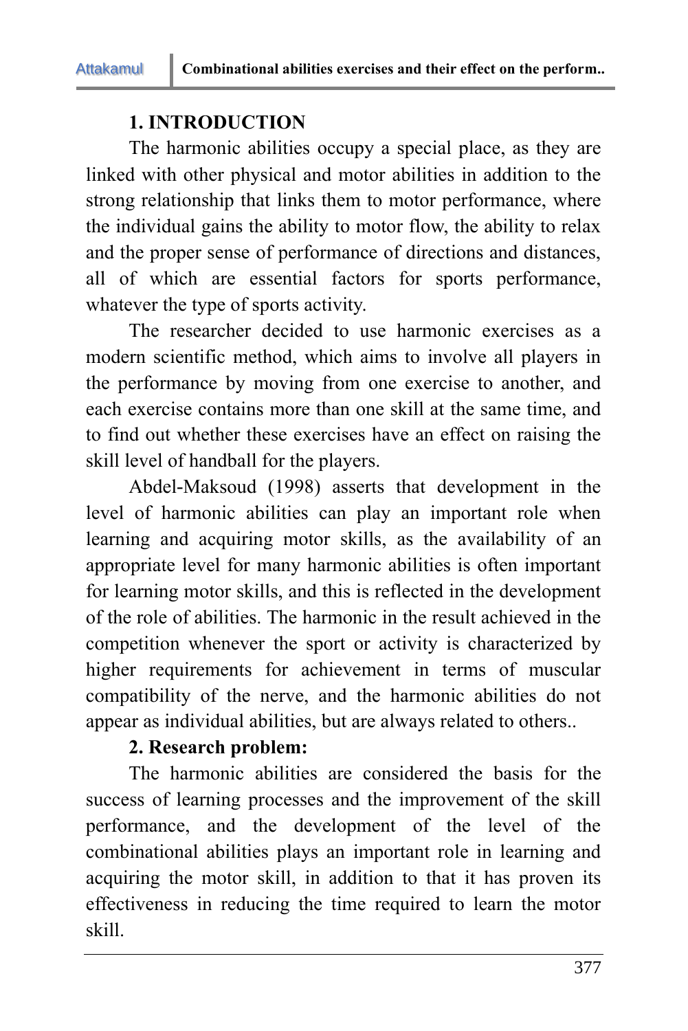## 1. INTRODUCTION

The harmonic abilities occupy a special place, as they are linked with other physical and motor abilities in addition to the strong relationship that links them to motor performance, where the individual gains the ability to motor flow, the ability to relax and the proper sense of performance of directions and distances, all of which are essential factors for sports performance, whatever the type of sports activity.

The researcher decided to use harmonic exercises as a modern scientific method, which aims to involve all players in the performance by moving from one exercise to another, and each exercise contains more than one skill at the same time, and to find out whether these exercises have an effect on raising the skill level of handball for the players.

Abdel-Maksoud (1998) asserts that development in the level of harmonic abilities can play an important role when learning and acquiring motor skills, as the availability of an appropriate level for many harmonic abilities is often important for learning motor skills, and this is reflected in the development of the role of abilities. The harmonic in the result achieved in the competition whenever the sport or activity is characterized by higher requirements for achievement in terms of muscular compatibility of the nerve, and the harmonic abilities do not appear as individual abilities, but are always related to others..

## 2. Research problem:

The harmonic abilities are considered the basis for the success of learning processes and the improvement of the skill performance, and the development of the level of the combinational abilities plays an important role in learning and acquiring the motor skill, in addition to that it has proven its effectiveness in reducing the time required to learn the motor skill.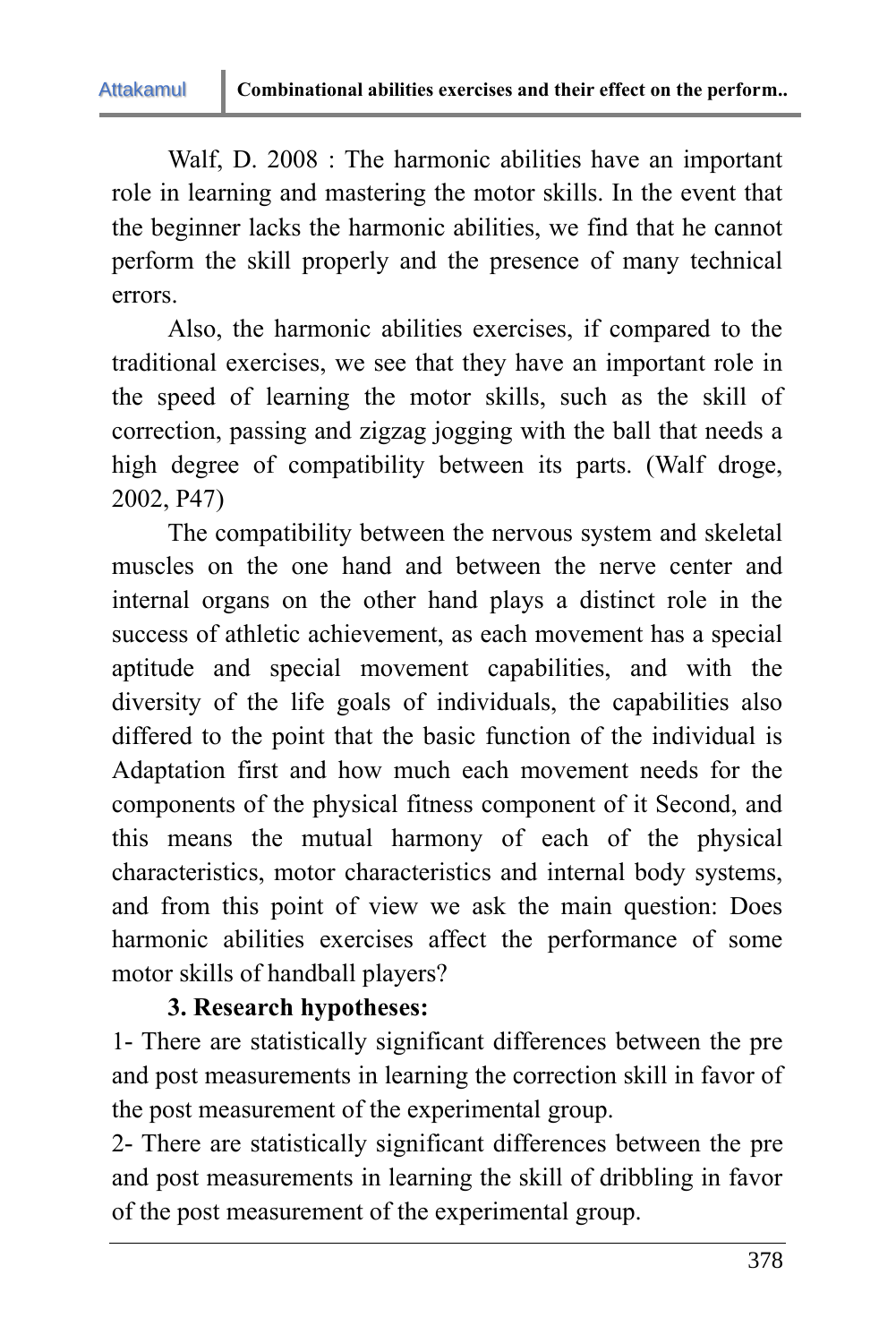Walf, D. 2008 : The harmonic abilities have an important role in learning and mastering the motor skills. In the event that the beginner lacks the harmonic abilities, we find that he cannot perform the skill properly and the presence of many technical errors.

Also, the harmonic abilities exercises, if compared to the traditional exercises, we see that they have an important role in the speed of learning the motor skills, such as the skill of correction, passing and zigzag jogging with the ball that needs a high degree of compatibility between its parts. (Walf droge, 2002, P47)

The compatibility between the nervous system and skeletal muscles on the one hand and between the nerve center and internal organs on the other hand plays a distinct role in the success of athletic achievement, as each movement has a special aptitude and special movement capabilities, and with the diversity of the life goals of individuals, the capabilities also differed to the point that the basic function of the individual is Adaptation first and how much each movement needs for the components of the physical fitness component of it Second, and this means the mutual harmony of each of the physical characteristics, motor characteristics and internal body systems, and from this point of view we ask the main question: Does harmonic abilities exercises affect the performance of some motor skills of handball players?

**3. Research hypotheses:**

1- There are statistically significant differences between the pre and post measurements in learning the correction skill in favor of the post measurement of the experimental group.

2- There are statistically significant differences between the pre and post measurements in learning the skill of dribbling in favor of the post measurement of the experimental group.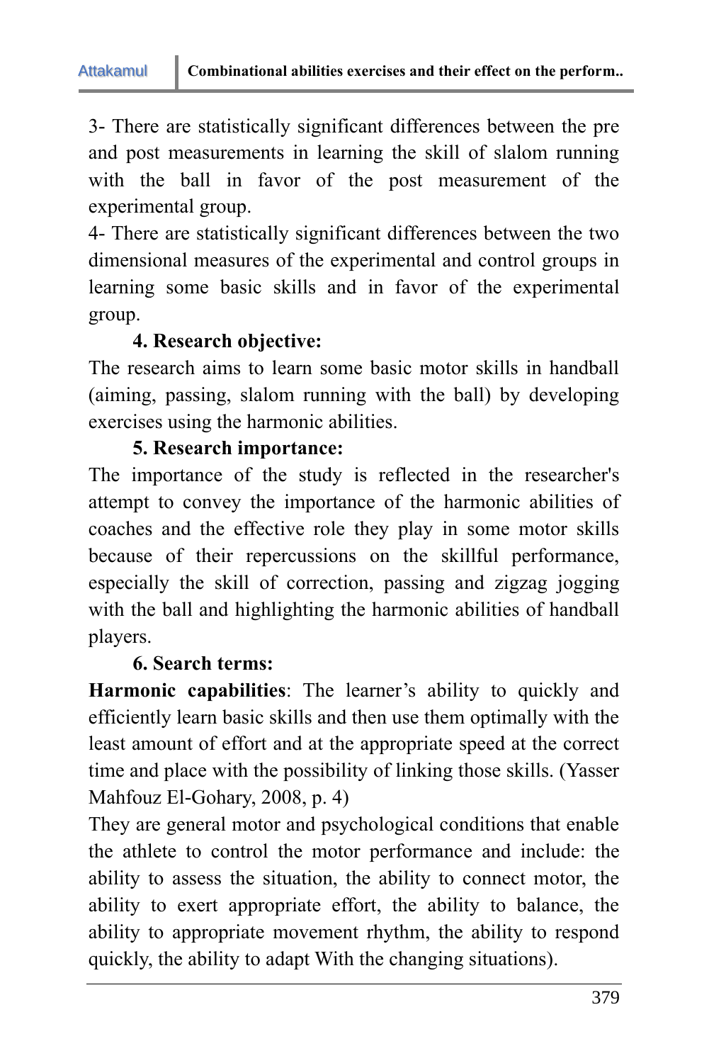3- There are statistically significant differences between the pre and post measurements in learning the skill of slalom running with the ball in favor of the post measurement of the experimental group.

4- There are statistically significant differences between the two dimensional measures of the experimental and control groups in learning some basic skills and in favor of the experimental group.

### 4. Research objective:

The research aims to learn some basic motor skills in handball (aiming, passing, slalom running with the ball) by developing exercises using the harmonic abilities.

### 5. Research importance:

The importance of the study is reflected in the researcher's attempt to convey the importance of the harmonic abilities of coaches and the effective role they play in some motor skills because of their repercussions on the skillful performance, especially the skill of correction, passing and zigzag jogging with the ball and highlighting the harmonic abilities of handball players.

### 6. Search terms:

**Harmonic capabilities**: The learner's ability to quickly and efficiently learn basic skills and then use them optimally with the least amount of effort and at the appropriate speed at the correct time and place with the possibility of linking those skills. (Yasser Mahfouz El-Gohary, 2008, p. 4)

They are general motor and psychological conditions that enable the athlete to control the motor performance and include: the ability to assess the situation, the ability to connect motor, the ability to exert appropriate effort, the ability to balance, the ability to appropriate movement rhythm, the ability to respond quickly, the ability to adapt With the changing situations).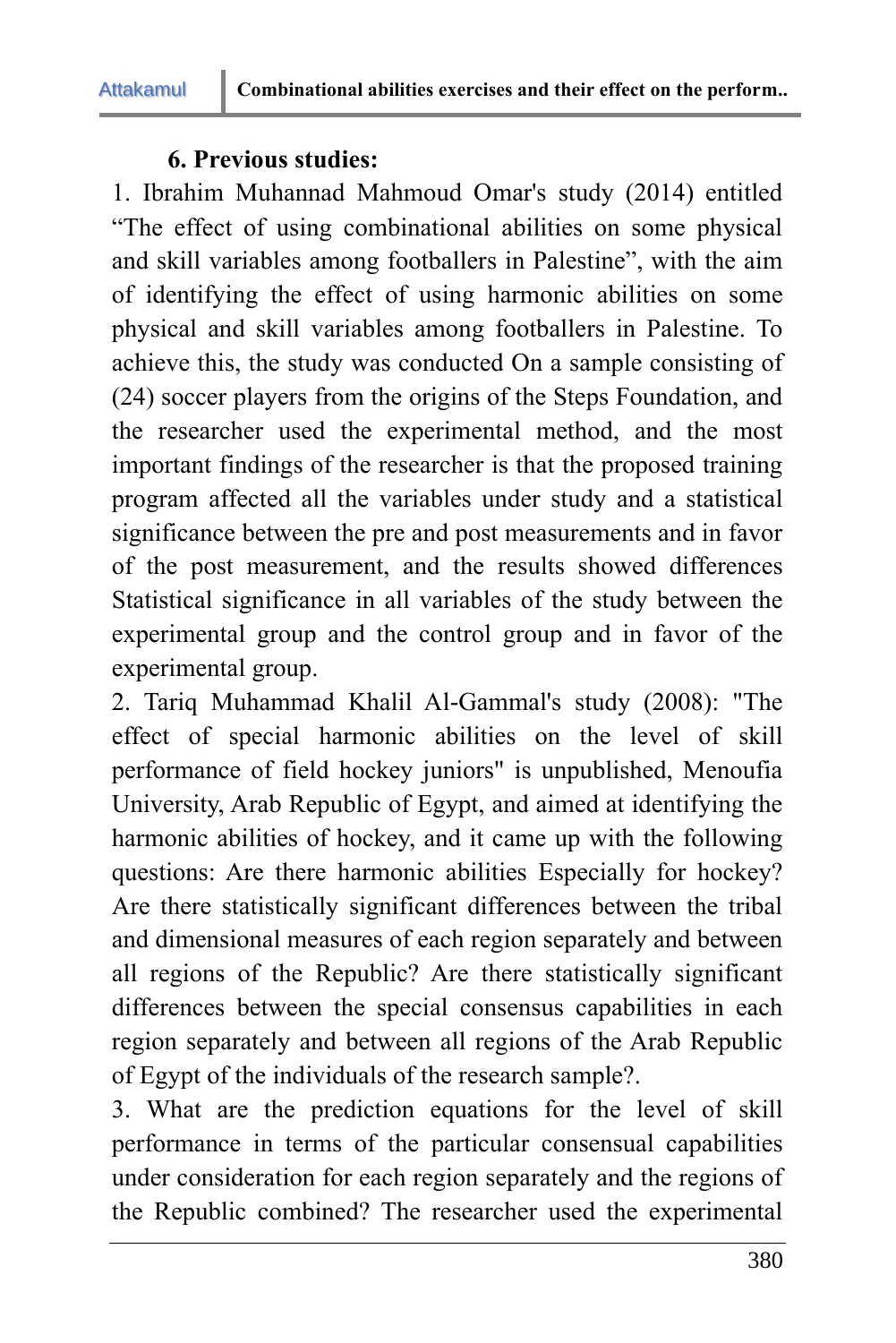**6. Previous studies:**

1. Ibrahim Muhannad Mahmoud Omar's study (2014) entitled "The effect of using combinational abilities on some physical and skill variables among footballers in Palestine", with the aim of identifying the effect of using harmonic abilities on some physical and skill variables among footballers in Palestine. To achieve this, the study was conducted On a sample consisting of (24) soccer players from the origins of the Steps Foundation, and the researcher used the experimental method, and the most important findings of the researcher is that the proposed training program affected all the variables under study and a statistical significance between the pre and post measurements and in favor of the post measurement, and the results showed differences Statistical significance in all variables of the study between the experimental group and the control group and in favor of the experimental group.

2. Tariq Muhammad Khalil Al-Gammal's study (2008): "The effect of special harmonic abilities on the level of skill performance of field hockey juniors" is unpublished, Menoufia University, Arab Republic of Egypt, and aimed at identifying the harmonic abilities of hockey, and it came up with the following questions: Are there harmonic abilities Especially for hockey? Are there statistically significant differences between the tribal and dimensional measures of each region separately and between all regions of the Republic? Are there statistically significant differences between the special consensus capabilities in each region separately and between all regions of the Arab Republic of Egypt of the individuals of the research sample?.

3. What are the prediction equations for the level of skill performance in terms of the particular consensual capabilities under consideration for each region separately and the regions of the Republic combined? The researcher used the experimental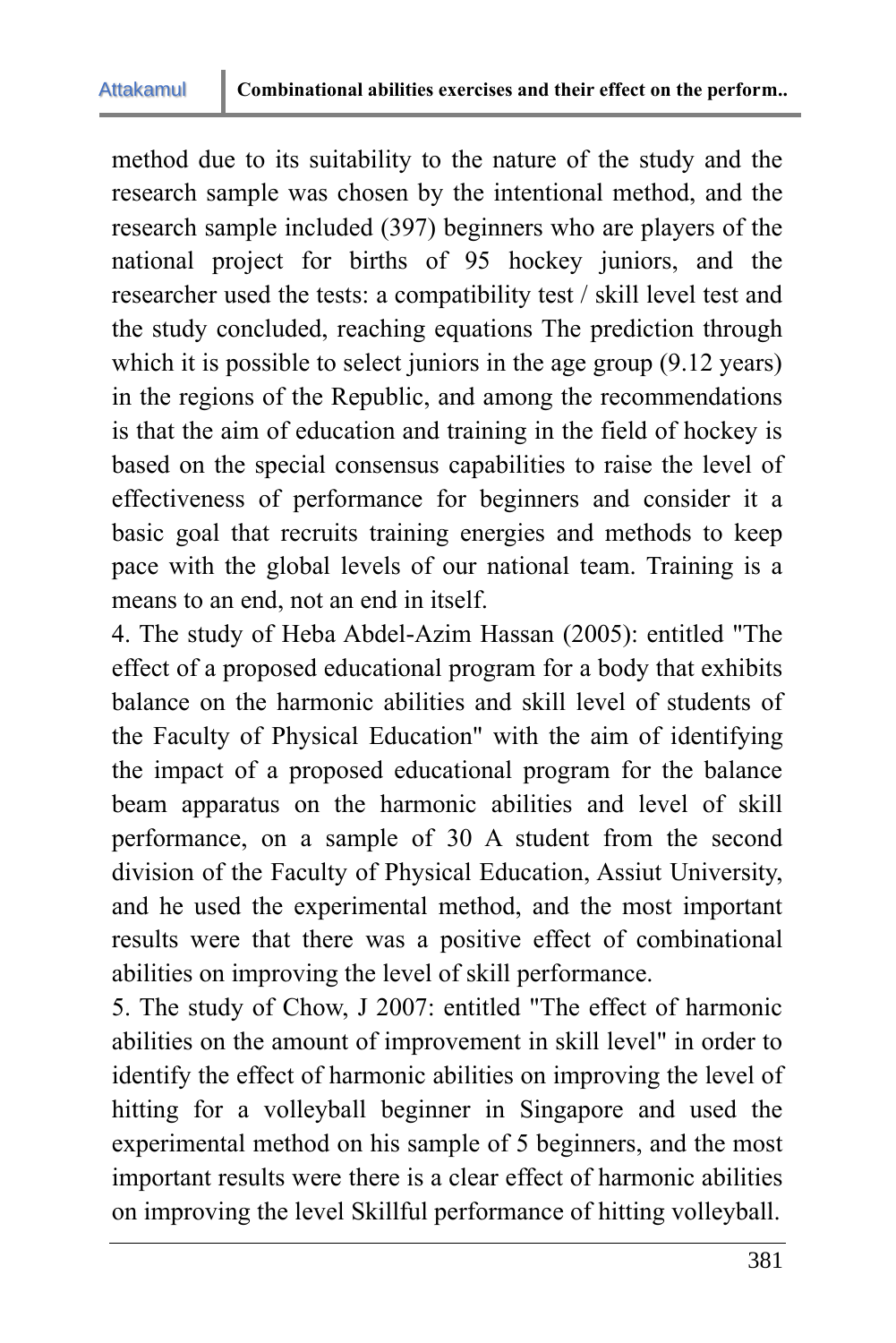method due to its suitability to the nature of the study and the research sample was chosen by the intentional method, and the research sample included (397) beginners who are players of the national project for births of 95 hockey juniors, and the researcher used the tests: a compatibility test / skill level test and the study concluded, reaching equations The prediction through which it is possible to select juniors in the age group (9.12 years) in the regions of the Republic, and among the recommendations is that the aim of education and training in the field of hockey is based on the special consensus capabilities to raise the level of effectiveness of performance for beginners and consider it a basic goal that recruits training energies and methods to keep pace with the global levels of our national team. Training is a means to an end, not an end in itself.

4. The study of Heba Abdel-Azim Hassan (2005): entitled "The effect of a proposed educational program for a body that exhibits balance on the harmonic abilities and skill level of students of the Faculty of Physical Education" with the aim of identifying the impact of a proposed educational program for the balance beam apparatus on the harmonic abilities and level of skill performance, on a sample of 30 A student from the second division of the Faculty of Physical Education, Assiut University, and he used the experimental method, and the most important results were that there was a positive effect of combinational abilities on improving the level of skill performance.

5. The study of Chow, J 2007: entitled "The effect of harmonic abilities on the amount of improvement in skill level" in order to identify the effect of harmonic abilities on improving the level of hitting for a volleyball beginner in Singapore and used the experimental method on his sample of 5 beginners, and the most important results were there is a clear effect of harmonic abilities on improving the level Skillful performance of hitting volleyball.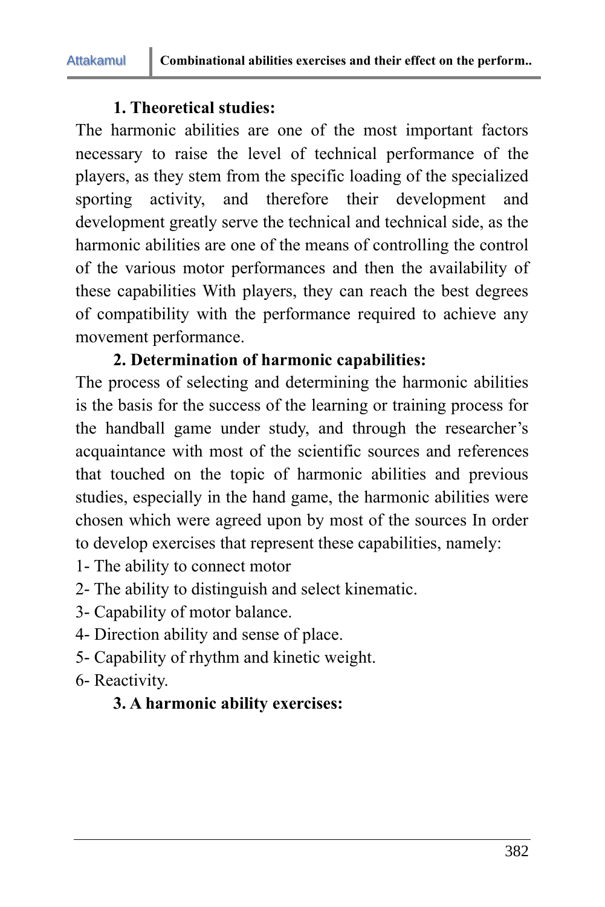**1. Theoretical studies:**

The harmonic abilities are one of the most important factors necessary to raise the level of technical performance of the players, as they stem from the specific loading of the specialized sporting activity, and therefore their development and development greatly serve the technical and technical side, as the harmonic abilities are one of the means of controlling the control of the various motor performances and then the availability of these capabilities With players, they can reach the best degrees of compatibility with the performance required to achieve any movement performance.

**2. Determination of harmonic capabilities:**

The process of selecting and determining the harmonic abilities is the basis for the success of the learning or training process for the handball game under study, and through the researcher's acquaintance with most of the scientific sources and references that touched on the topic of harmonic abilities and previous studies, especially in the hand game, the harmonic abilities were chosen which were agreed upon by most of the sources In order to develop exercises that represent these capabilities, namely:

1- The ability to connect motor
2- The ability to distinguish and select kinematic.
3- Capability of motor balance.
4- Direction ability and sense of place.
5- Capability of rhythm and kinetic weight.
6- Reactivity.

**3. A harmonic ability exercises:**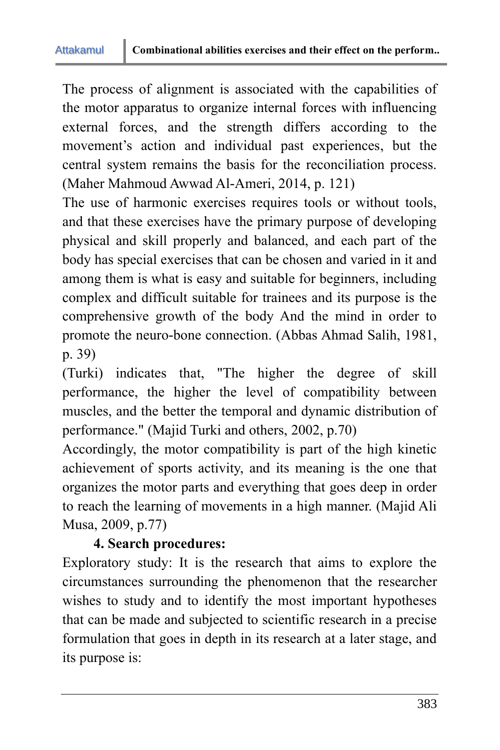The process of alignment is associated with the capabilities of the motor apparatus to organize internal forces with influencing external forces, and the strength differs according to the movement's action and individual past experiences, but the central system remains the basis for the reconciliation process. (Maher Mahmoud Awwad Al-Ameri, 2014, p. 121)

The use of harmonic exercises requires tools or without tools, and that these exercises have the primary purpose of developing physical and skill properly and balanced, and each part of the body has special exercises that can be chosen and varied in it and among them is what is easy and suitable for beginners, including complex and difficult suitable for trainees and its purpose is the comprehensive growth of the body And the mind in order to promote the neuro-bone connection. (Abbas Ahmad Salih, 1981, p. 39)

(Turki) indicates that, "The higher the degree of skill performance, the higher the level of compatibility between muscles, and the better the temporal and dynamic distribution of performance." (Majid Turki and others, 2002, p.70)

Accordingly, the motor compatibility is part of the high kinetic achievement of sports activity, and its meaning is the one that organizes the motor parts and everything that goes deep in order to reach the learning of movements in a high manner. (Majid Ali Musa, 2009, p.77)

### 4. Search procedures:

Exploratory study: It is the research that aims to explore the circumstances surrounding the phenomenon that the researcher wishes to study and to identify the most important hypotheses that can be made and subjected to scientific research in a precise formulation that goes in depth in its research at a later stage, and its purpose is: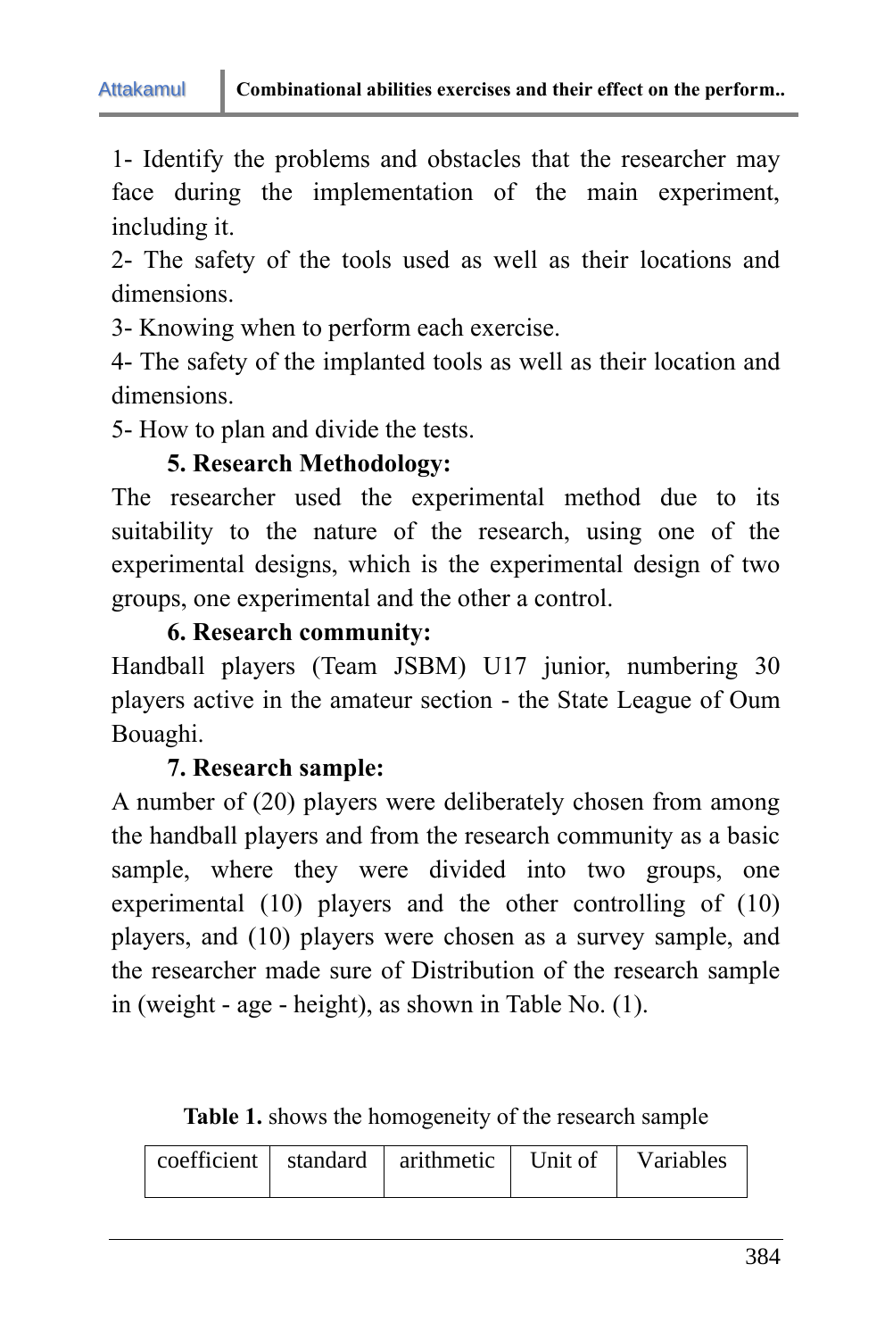1- Identify the problems and obstacles that the researcher may face during the implementation of the main experiment, including it.

2- The safety of the tools used as well as their locations and dimensions.

3- Knowing when to perform each exercise.

4- The safety of the implanted tools as well as their location and dimensions.

5- How to plan and divide the tests.

## 5. Research Methodology:

The researcher used the experimental method due to its suitability to the nature of the research, using one of the experimental designs, which is the experimental design of two groups, one experimental and the other a control.

## 6. Research community:

Handball players (Team JSBM) U17 junior, numbering 30 players active in the amateur section - the State League of Oum Bouaghi.

## 7. Research sample:

A number of (20) players were deliberately chosen from among the handball players and from the research community as a basic sample, where they were divided into two groups, one experimental (10) players and the other controlling of (10) players, and (10) players were chosen as a survey sample, and the researcher made sure of Distribution of the research sample in (weight - age - height), as shown in Table No. (1).

**Table 1.** shows the homogeneity of the research sample

| coefficient | standard | arithmetic | Unit of | Variables |
|---|---|---|---|---|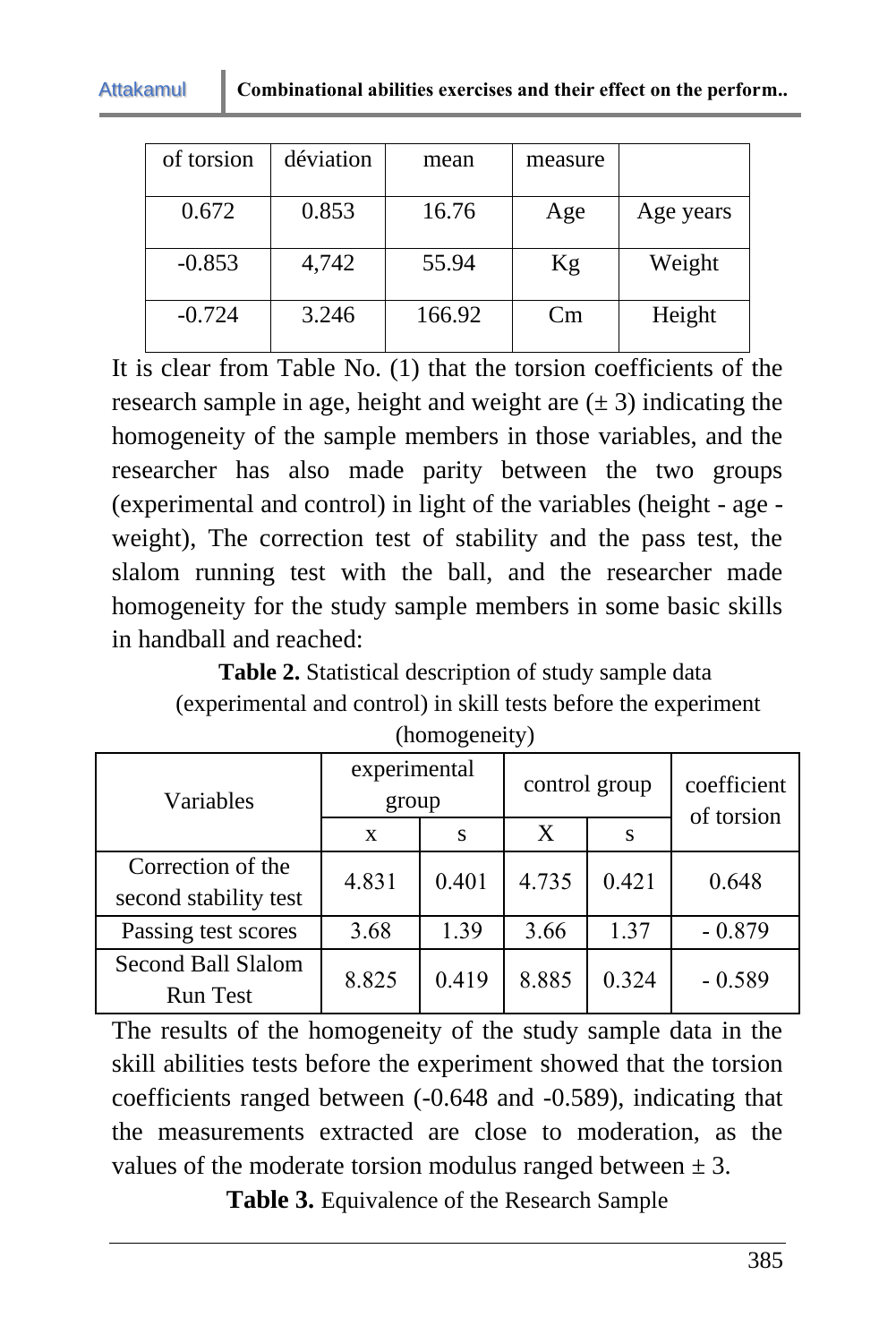| of torsion | déviation | mean | measure | |
|---|---|---|---|---|
| 0.672 | 0.853 | 16.76 | Age | Age years |
| -0.853 | 4,742 | 55.94 | Kg | Weight |
| -0.724 | 3.246 | 166.92 | Cm | Height |

It is clear from Table No. (1) that the torsion coefficients of the research sample in age, height and weight are (± 3) indicating the homogeneity of the sample members in those variables, and the researcher has also made parity between the two groups (experimental and control) in light of the variables (height - age - weight), The correction test of stability and the pass test, the slalom running test with the ball, and the researcher made homogeneity for the study sample members in some basic skills in handball and reached:

**Table 2.** Statistical description of study sample data (experimental and control) in skill tests before the experiment (homogeneity)

| Variables | experimental group | | control group | | coefficient of torsion |
|---|---|---|---|---|---|
| | x | s | X | s | |
| Correction of the second stability test | 4.831 | 0.401 | 4.735 | 0.421 | 0.648 |
| Passing test scores | 3.68 | 1.39 | 3.66 | 1.37 | - 0.879 |
| Second Ball Slalom Run Test | 8.825 | 0.419 | 8.885 | 0.324 | - 0.589 |

The results of the homogeneity of the study sample data in the skill abilities tests before the experiment showed that the torsion coefficients ranged between (-0.648 and -0.589), indicating that the measurements extracted are close to moderation, as the values of the moderate torsion modulus ranged between ± 3.

**Table 3.** Equivalence of the Research Sample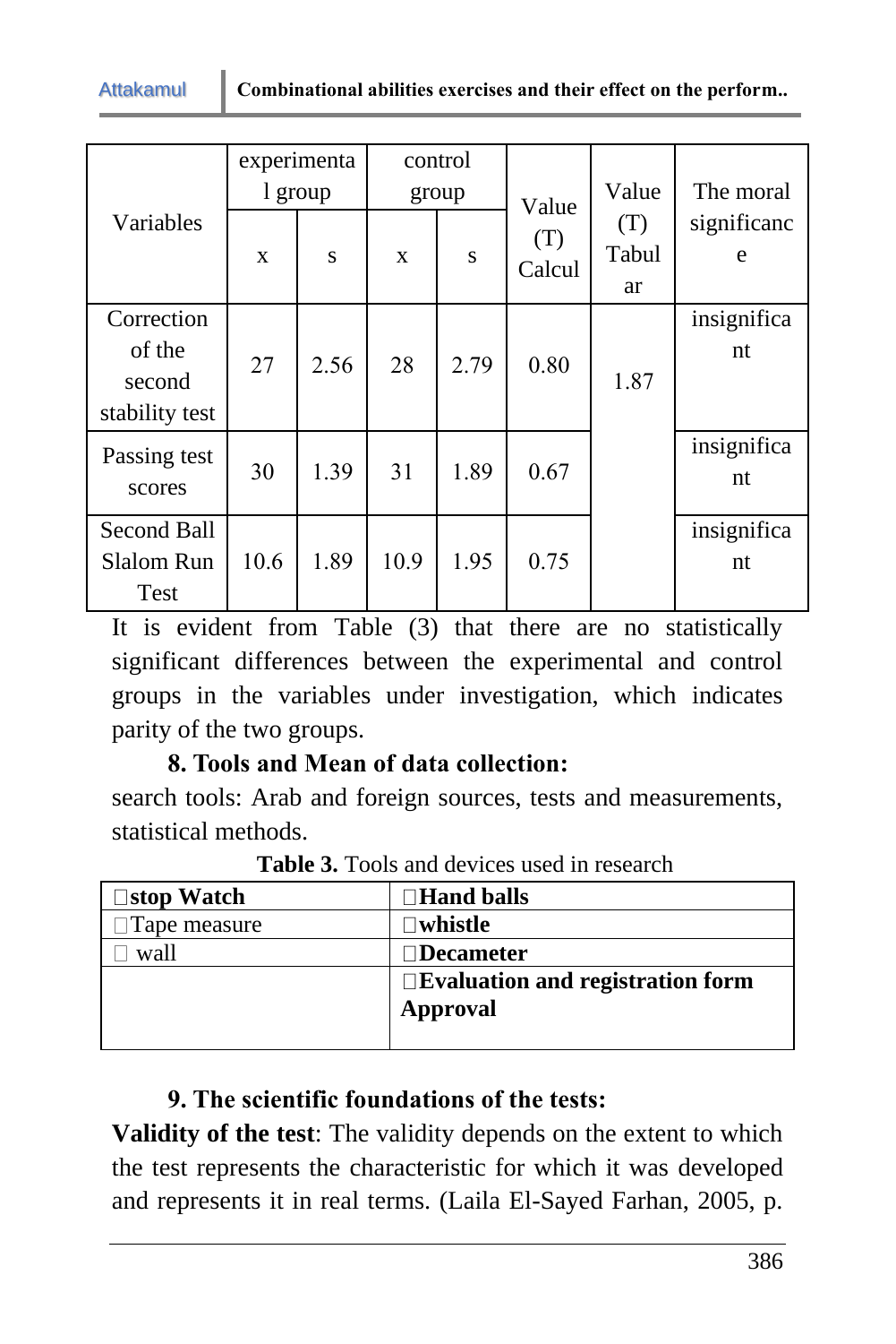| Variables | experimental group | | control group | | Value (T) Calcul | Value (T) Tabular | The moral significance |
|---|---|---|---|---|---|---|---|
| | x | s | x | s | | | |
| Correction of the second stability test | 27 | 2.56 | 28 | 2.79 | 0.80 | 1.87 | insignificant |
| Passing test scores | 30 | 1.39 | 31 | 1.89 | 0.67 | | insignificant |
| Second Ball Slalom Run Test | 10.6 | 1.89 | 10.9 | 1.95 | 0.75 | | insignificant |

It is evident from Table (3) that there are no statistically significant differences between the experimental and control groups in the variables under investigation, which indicates parity of the two groups.

**8. Tools and Mean of data collection:**

search tools: Arab and foreign sources, tests and measurements, statistical methods.

**Table 3.** Tools and devices used in research

| **stop Watch** | **Hand balls** |
|---|---|
| Tape measure | **whistle** |
| wall | **Decameter** |
| | **Evaluation and registration form Approval** |

**9. The scientific foundations of the tests:**

**Validity of the test**: The validity depends on the extent to which the test represents the characteristic for which it was developed and represents it in real terms. (Laila El-Sayed Farhan, 2005, p.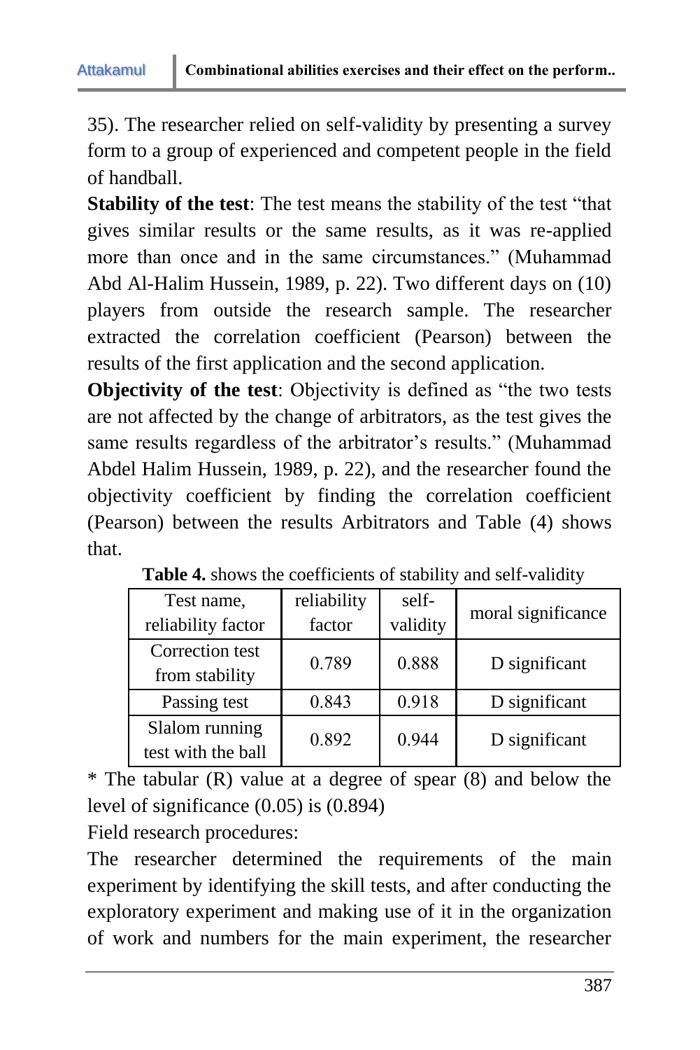35). The researcher relied on self-validity by presenting a survey form to a group of experienced and competent people in the field of handball.

**Stability of the test**: The test means the stability of the test "that gives similar results or the same results, as it was re-applied more than once and in the same circumstances." (Muhammad Abd Al-Halim Hussein, 1989, p. 22). Two different days on (10) players from outside the research sample. The researcher extracted the correlation coefficient (Pearson) between the results of the first application and the second application.

**Objectivity of the test**: Objectivity is defined as "the two tests are not affected by the change of arbitrators, as the test gives the same results regardless of the arbitrator's results." (Muhammad Abdel Halim Hussein, 1989, p. 22), and the researcher found the objectivity coefficient by finding the correlation coefficient (Pearson) between the results Arbitrators and Table (4) shows that.

**Table 4.** shows the coefficients of stability and self-validity

| Test name, reliability factor | reliability factor | self-validity | moral significance |
|---|---|---|---|
| Correction test from stability | 0.789 | 0.888 | D significant |
| Passing test | 0.843 | 0.918 | D significant |
| Slalom running test with the ball | 0.892 | 0.944 | D significant |

* The tabular (R) value at a degree of spear (8) and below the level of significance (0.05) is (0.894)

Field research procedures:

The researcher determined the requirements of the main experiment by identifying the skill tests, and after conducting the exploratory experiment and making use of it in the organization of work and numbers for the main experiment, the researcher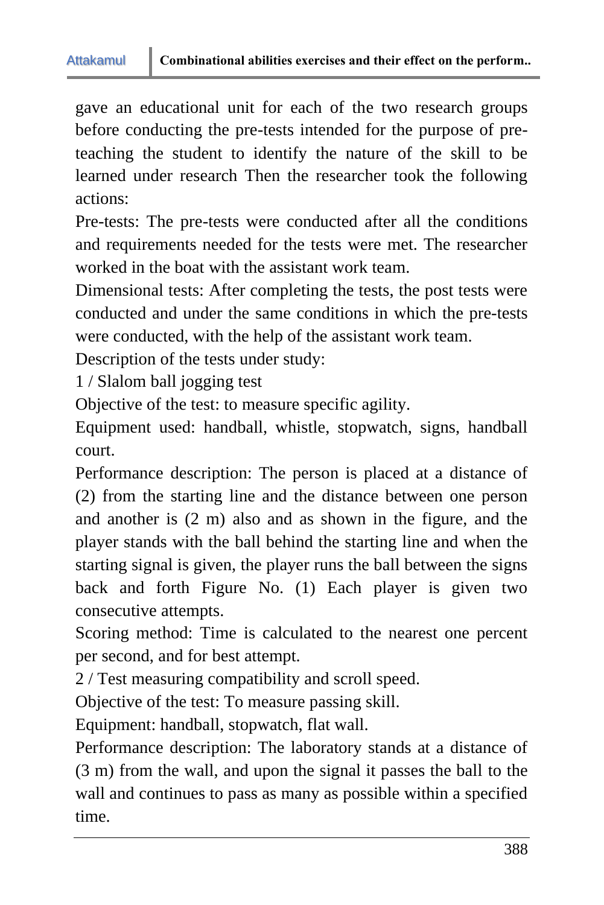gave an educational unit for each of the two research groups before conducting the pre-tests intended for the purpose of pre-teaching the student to identify the nature of the skill to be learned under research Then the researcher took the following actions:

Pre-tests: The pre-tests were conducted after all the conditions and requirements needed for the tests were met. The researcher worked in the boat with the assistant work team.

Dimensional tests: After completing the tests, the post tests were conducted and under the same conditions in which the pre-tests were conducted, with the help of the assistant work team.

Description of the tests under study:

1 / Slalom ball jogging test

Objective of the test: to measure specific agility.

Equipment used: handball, whistle, stopwatch, signs, handball court.

Performance description: The person is placed at a distance of (2) from the starting line and the distance between one person and another is (2 m) also and as shown in the figure, and the player stands with the ball behind the starting line and when the starting signal is given, the player runs the ball between the signs back and forth Figure No. (1) Each player is given two consecutive attempts.

Scoring method: Time is calculated to the nearest one percent per second, and for best attempt.

2 / Test measuring compatibility and scroll speed.

Objective of the test: To measure passing skill.

Equipment: handball, stopwatch, flat wall.

Performance description: The laboratory stands at a distance of (3 m) from the wall, and upon the signal it passes the ball to the wall and continues to pass as many as possible within a specified time.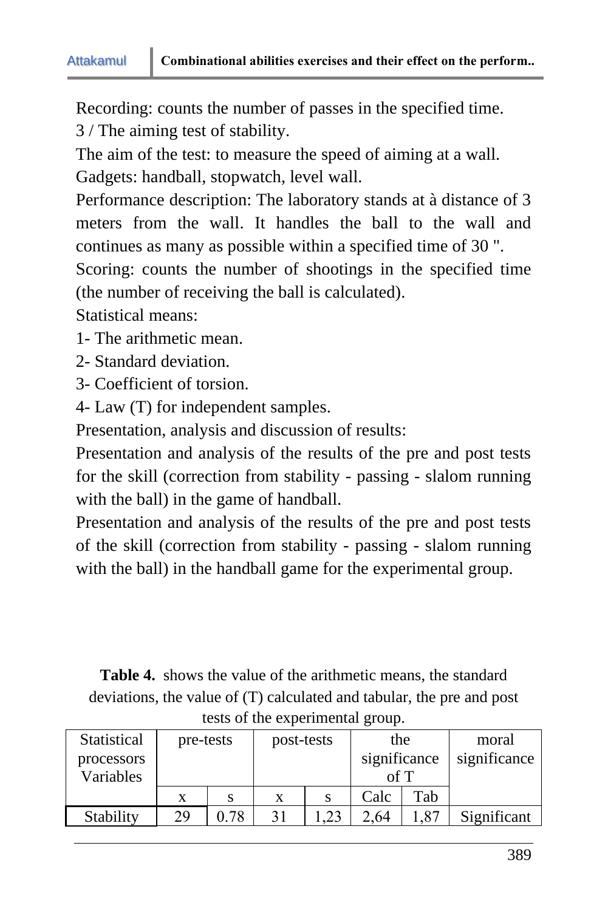Recording: counts the number of passes in the specified time.

3 / The aiming test of stability.

The aim of the test: to measure the speed of aiming at a wall.

Gadgets: handball, stopwatch, level wall.

Performance description: The laboratory stands at à distance of 3 meters from the wall. It handles the ball to the wall and continues as many as possible within a specified time of 30 ".

Scoring: counts the number of shootings in the specified time (the number of receiving the ball is calculated).

Statistical means:

1- The arithmetic mean.

2- Standard deviation.

3- Coefficient of torsion.

4- Law (T) for independent samples.

Presentation, analysis and discussion of results:

Presentation and analysis of the results of the pre and post tests for the skill (correction from stability - passing - slalom running with the ball) in the game of handball.

Presentation and analysis of the results of the pre and post tests of the skill (correction from stability - passing - slalom running with the ball) in the handball game for the experimental group.

**Table 4.** shows the value of the arithmetic means, the standard deviations, the value of (T) calculated and tabular, the pre and post tests of the experimental group.

| Statistical processors Variables | pre-tests | | post-tests | | the significance of T | | moral significance |
|---|---|---|---|---|---|---|---|
| | x | s | x | s | Calc | Tab | |
| Stability | 29 | 0.78 | 31 | 1,23 | 2,64 | 1,87 | Significant |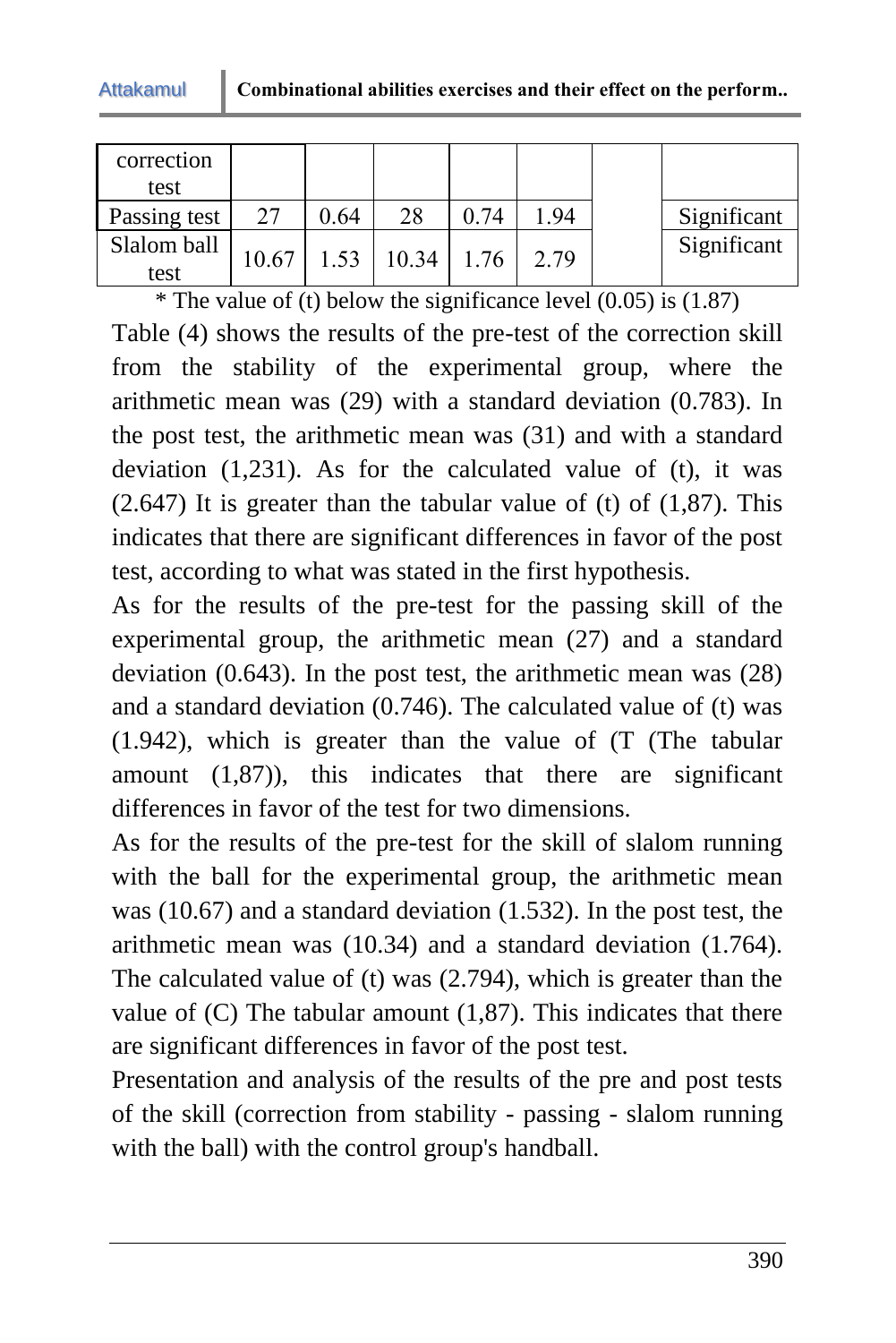| correction test | | | | | | | |
|---|---|---|---|---|---|---|---|
| Passing test | 27 | 0.64 | 28 | 0.74 | 1.94 | | Significant |
| Slalom ball test | 10.67 | 1.53 | 10.34 | 1.76 | 2.79 | | Significant |

* The value of (t) below the significance level (0.05) is (1.87)

Table (4) shows the results of the pre-test of the correction skill from the stability of the experimental group, where the arithmetic mean was (29) with a standard deviation (0.783). In the post test, the arithmetic mean was (31) and with a standard deviation (1,231). As for the calculated value of (t), it was (2.647) It is greater than the tabular value of (t) of (1,87). This indicates that there are significant differences in favor of the post test, according to what was stated in the first hypothesis.

As for the results of the pre-test for the passing skill of the experimental group, the arithmetic mean (27) and a standard deviation (0.643). In the post test, the arithmetic mean was (28) and a standard deviation (0.746). The calculated value of (t) was (1.942), which is greater than the value of (T (The tabular amount (1,87)), this indicates that there are significant differences in favor of the test for two dimensions.

As for the results of the pre-test for the skill of slalom running with the ball for the experimental group, the arithmetic mean was (10.67) and a standard deviation (1.532). In the post test, the arithmetic mean was (10.34) and a standard deviation (1.764). The calculated value of (t) was (2.794), which is greater than the value of (C) The tabular amount (1,87). This indicates that there are significant differences in favor of the post test.

Presentation and analysis of the results of the pre and post tests of the skill (correction from stability - passing - slalom running with the ball) with the control group's handball.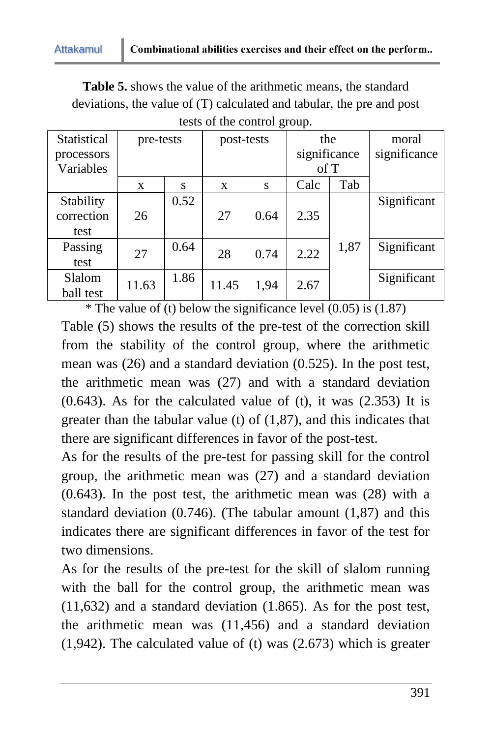**Table 5.** shows the value of the arithmetic means, the standard deviations, the value of (T) calculated and tabular, the pre and post tests of the control group.

| Statistical processors Variables | pre-tests | | post-tests | | the significance of T | | moral significance |
|---|---|---|---|---|---|---|---|
| | x | s | x | s | Calc | Tab | |
| Stability correction test | 26 | 0.52 | 27 | 0.64 | 2.35 | 1,87 | Significant |
| Passing test | 27 | 0.64 | 28 | 0.74 | 2.22 | | Significant |
| Slalom ball test | 11.63 | 1.86 | 11.45 | 1,94 | 2.67 | | Significant |

* The value of (t) below the significance level (0.05) is (1.87)

Table (5) shows the results of the pre-test of the correction skill from the stability of the control group, where the arithmetic mean was (26) and a standard deviation (0.525). In the post test, the arithmetic mean was (27) and with a standard deviation (0.643). As for the calculated value of (t), it was (2.353) It is greater than the tabular value (t) of (1,87), and this indicates that there are significant differences in favor of the post-test.

As for the results of the pre-test for passing skill for the control group, the arithmetic mean was (27) and a standard deviation (0.643). In the post test, the arithmetic mean was (28) with a standard deviation (0.746). (The tabular amount (1,87) and this indicates there are significant differences in favor of the test for two dimensions.

As for the results of the pre-test for the skill of slalom running with the ball for the control group, the arithmetic mean was (11,632) and a standard deviation (1.865). As for the post test, the arithmetic mean was (11,456) and a standard deviation (1,942). The calculated value of (t) was (2.673) which is greater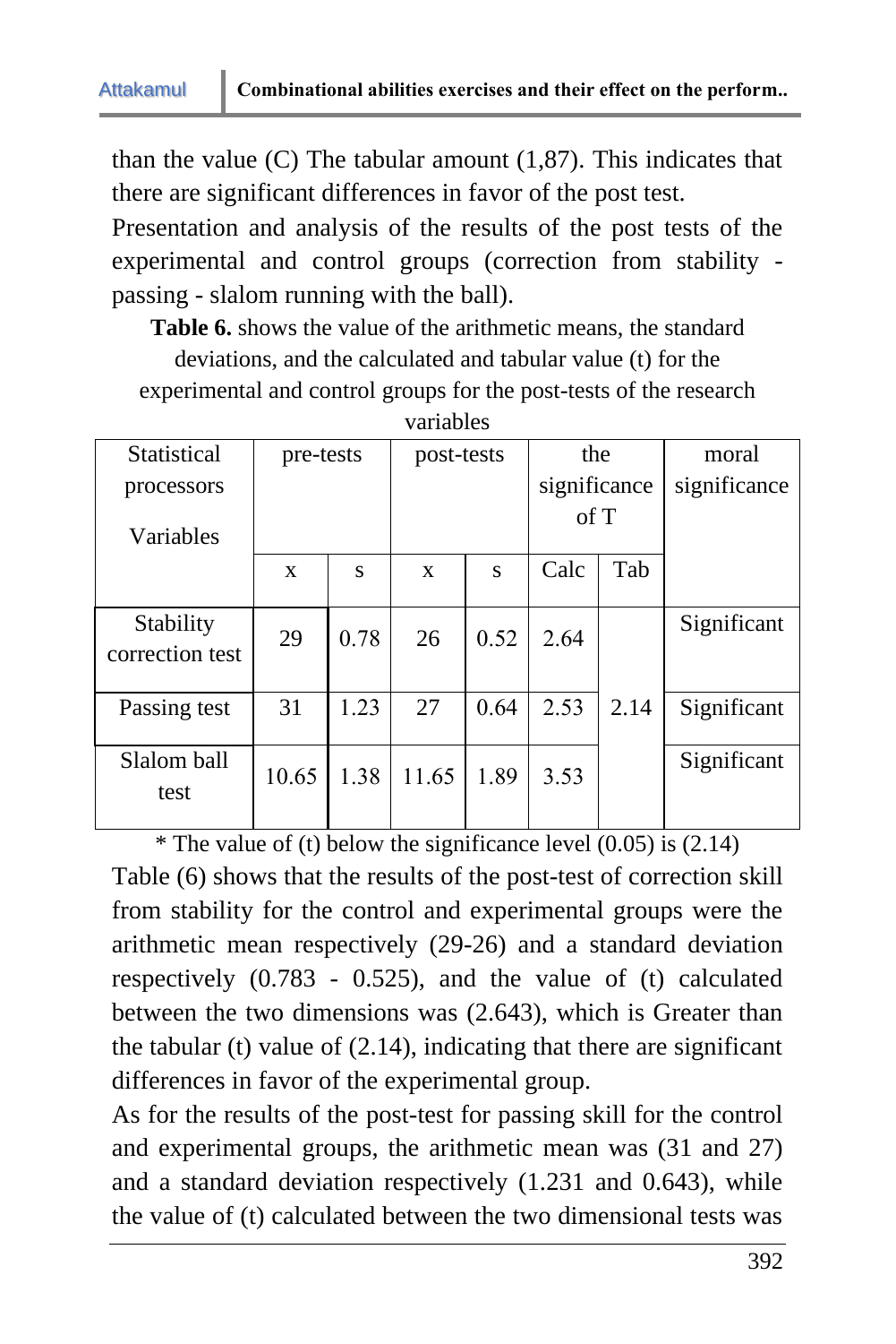than the value (C) The tabular amount (1,87). This indicates that there are significant differences in favor of the post test.

Presentation and analysis of the results of the post tests of the experimental and control groups (correction from stability - passing - slalom running with the ball).

**Table 6.** shows the value of the arithmetic means, the standard deviations, and the calculated and tabular value (t) for the experimental and control groups for the post-tests of the research variables

| Statistical processors / Variables | pre-tests | | post-tests | | the significance of T | | moral significance |
|---|---|---|---|---|---|---|---|
| | x | s | x | s | Calc | Tab | |
| Stability correction test | 29 | 0.78 | 26 | 0.52 | 2.64 | 2.14 | Significant |
| Passing test | 31 | 1.23 | 27 | 0.64 | 2.53 | | Significant |
| Slalom ball test | 10.65 | 1.38 | 11.65 | 1.89 | 3.53 | | Significant |

* The value of (t) below the significance level (0.05) is (2.14)

Table (6) shows that the results of the post-test of correction skill from stability for the control and experimental groups were the arithmetic mean respectively (29-26) and a standard deviation respectively (0.783 - 0.525), and the value of (t) calculated between the two dimensions was (2.643), which is Greater than the tabular (t) value of (2.14), indicating that there are significant differences in favor of the experimental group.

As for the results of the post-test for passing skill for the control and experimental groups, the arithmetic mean was (31 and 27) and a standard deviation respectively (1.231 and 0.643), while the value of (t) calculated between the two dimensional tests was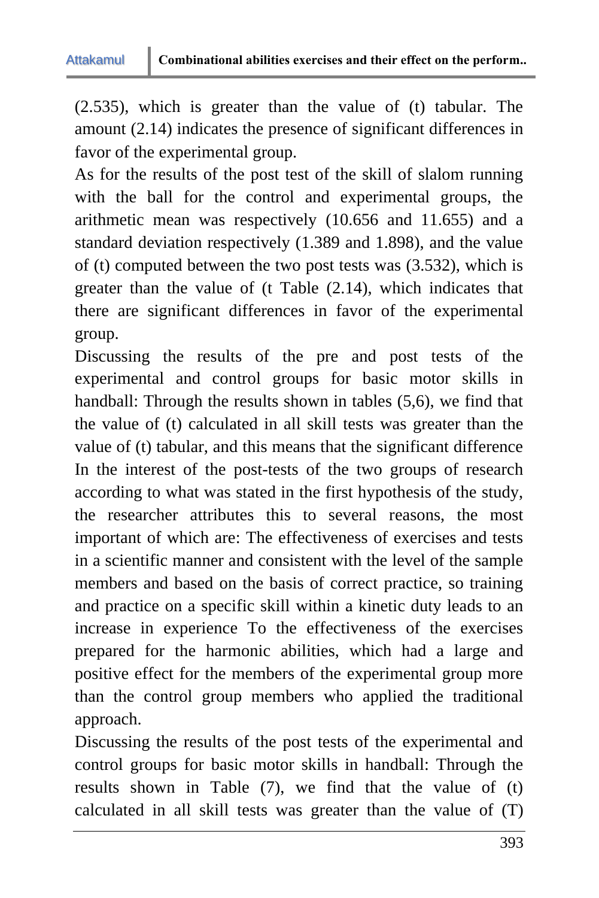(2.535), which is greater than the value of (t) tabular. The amount (2.14) indicates the presence of significant differences in favor of the experimental group.

As for the results of the post test of the skill of slalom running with the ball for the control and experimental groups, the arithmetic mean was respectively (10.656 and 11.655) and a standard deviation respectively (1.389 and 1.898), and the value of (t) computed between the two post tests was (3.532), which is greater than the value of (t Table (2.14), which indicates that there are significant differences in favor of the experimental group.

Discussing the results of the pre and post tests of the experimental and control groups for basic motor skills in handball: Through the results shown in tables (5,6), we find that the value of (t) calculated in all skill tests was greater than the value of (t) tabular, and this means that the significant difference In the interest of the post-tests of the two groups of research according to what was stated in the first hypothesis of the study, the researcher attributes this to several reasons, the most important of which are: The effectiveness of exercises and tests in a scientific manner and consistent with the level of the sample members and based on the basis of correct practice, so training and practice on a specific skill within a kinetic duty leads to an increase in experience To the effectiveness of the exercises prepared for the harmonic abilities, which had a large and positive effect for the members of the experimental group more than the control group members who applied the traditional approach.

Discussing the results of the post tests of the experimental and control groups for basic motor skills in handball: Through the results shown in Table (7), we find that the value of (t) calculated in all skill tests was greater than the value of (T)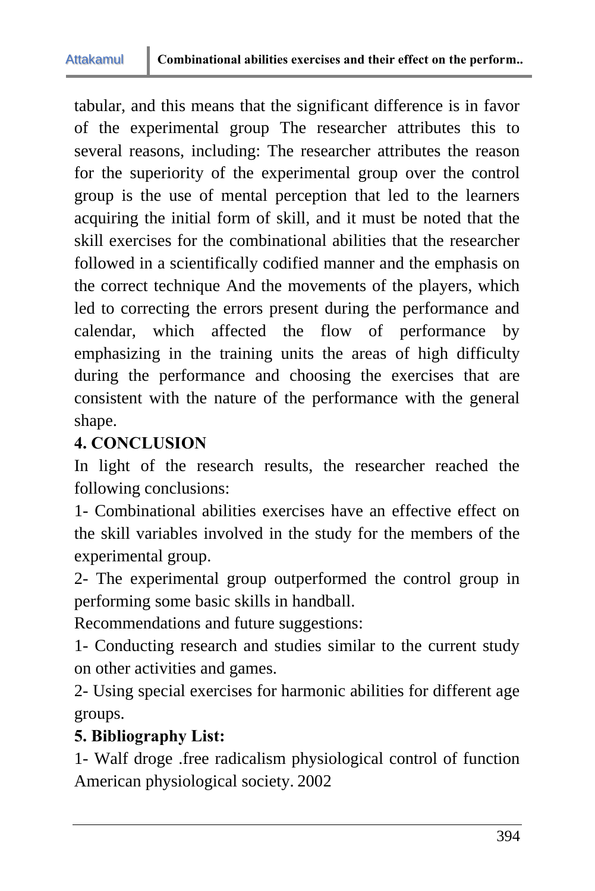tabular, and this means that the significant difference is in favor of the experimental group The researcher attributes this to several reasons, including: The researcher attributes the reason for the superiority of the experimental group over the control group is the use of mental perception that led to the learners acquiring the initial form of skill, and it must be noted that the skill exercises for the combinational abilities that the researcher followed in a scientifically codified manner and the emphasis on the correct technique And the movements of the players, which led to correcting the errors present during the performance and calendar, which affected the flow of performance by emphasizing in the training units the areas of high difficulty during the performance and choosing the exercises that are consistent with the nature of the performance with the general shape.

## 4. CONCLUSION

In light of the research results, the researcher reached the following conclusions:

1- Combinational abilities exercises have an effective effect on the skill variables involved in the study for the members of the experimental group.

2- The experimental group outperformed the control group in performing some basic skills in handball.

Recommendations and future suggestions:

1- Conducting research and studies similar to the current study on other activities and games.

2- Using special exercises for harmonic abilities for different age groups.

## 5. Bibliography List:

1- Walf droge .free radicalism physiological control of function American physiological society. 2002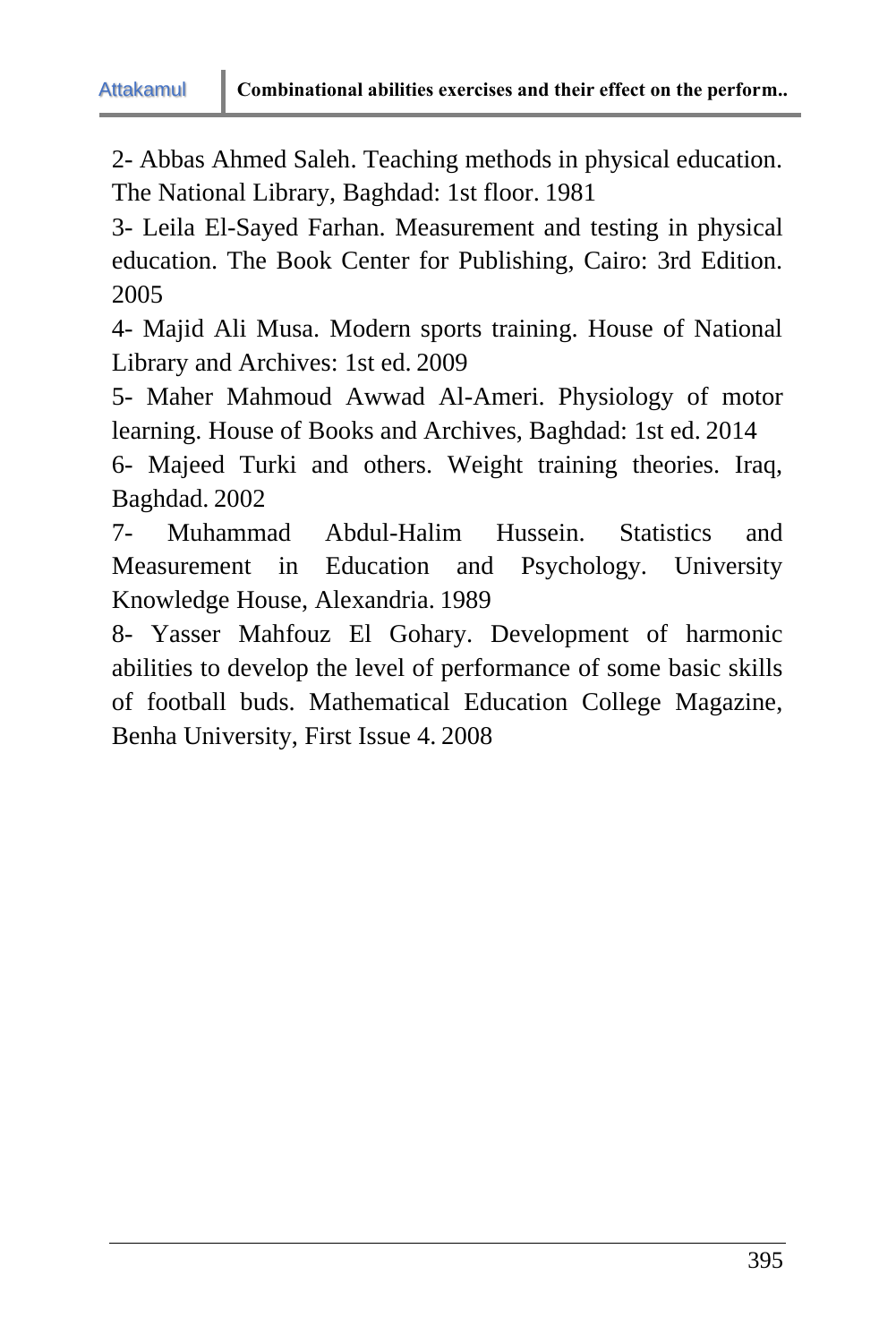2- Abbas Ahmed Saleh. Teaching methods in physical education. The National Library, Baghdad: 1st floor. 1981

3- Leila El-Sayed Farhan. Measurement and testing in physical education. The Book Center for Publishing, Cairo: 3rd Edition. 2005

4- Majid Ali Musa. Modern sports training. House of National Library and Archives: 1st ed. 2009

5- Maher Mahmoud Awwad Al-Ameri. Physiology of motor learning. House of Books and Archives, Baghdad: 1st ed. 2014

6- Majeed Turki and others. Weight training theories. Iraq, Baghdad. 2002

7- Muhammad Abdul-Halim Hussein. Statistics and Measurement in Education and Psychology. University Knowledge House, Alexandria. 1989

8- Yasser Mahfouz El Gohary. Development of harmonic abilities to develop the level of performance of some basic skills of football buds. Mathematical Education College Magazine, Benha University, First Issue 4. 2008